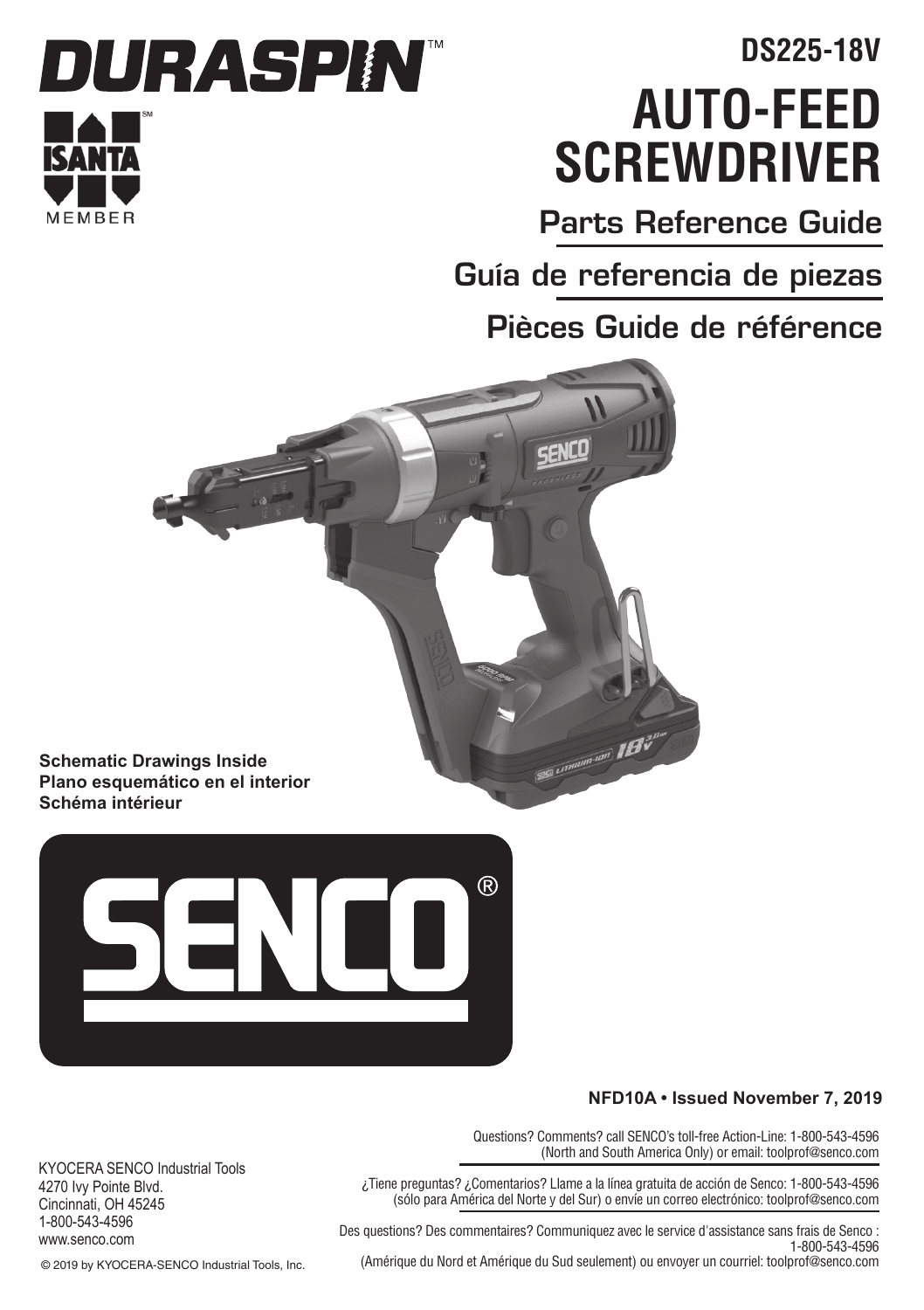DURASPIN™

ISANTA℠ MEMBER

# DS225-18V

# AUTO-FEED SCREWDRIVER

## Parts Reference Guide

## Guía de referencia de piezas

## Pièces Guide de référence

**Schematic Drawings Inside**
**Plano esquemático en el interior**
**Schéma intérieur**

SENCO®

**NFD10A • Issued November 7, 2019**

Questions? Comments? call SENCO's toll-free Action-Line: 1-800-543-4596 (North and South America Only) or email: toolprof@senco.com

¿Tiene preguntas? ¿Comentarios? Llame a la línea gratuita de acción de Senco: 1-800-543-4596 (sólo para América del Norte y del Sur) o envíe un correo electrónico: toolprof@senco.com

Des questions? Des commentaires? Communiquez avec le service d'assistance sans frais de Senco : 1-800-543-4596 (Amérique du Nord et Amérique du Sud seulement) ou envoyer un courriel: toolprof@senco.com

KYOCERA SENCO Industrial Tools
4270 Ivy Pointe Blvd.
Cincinnati, OH 45245
1-800-543-4596
www.senco.com

© 2019 by KYOCERA-SENCO Industrial Tools, Inc.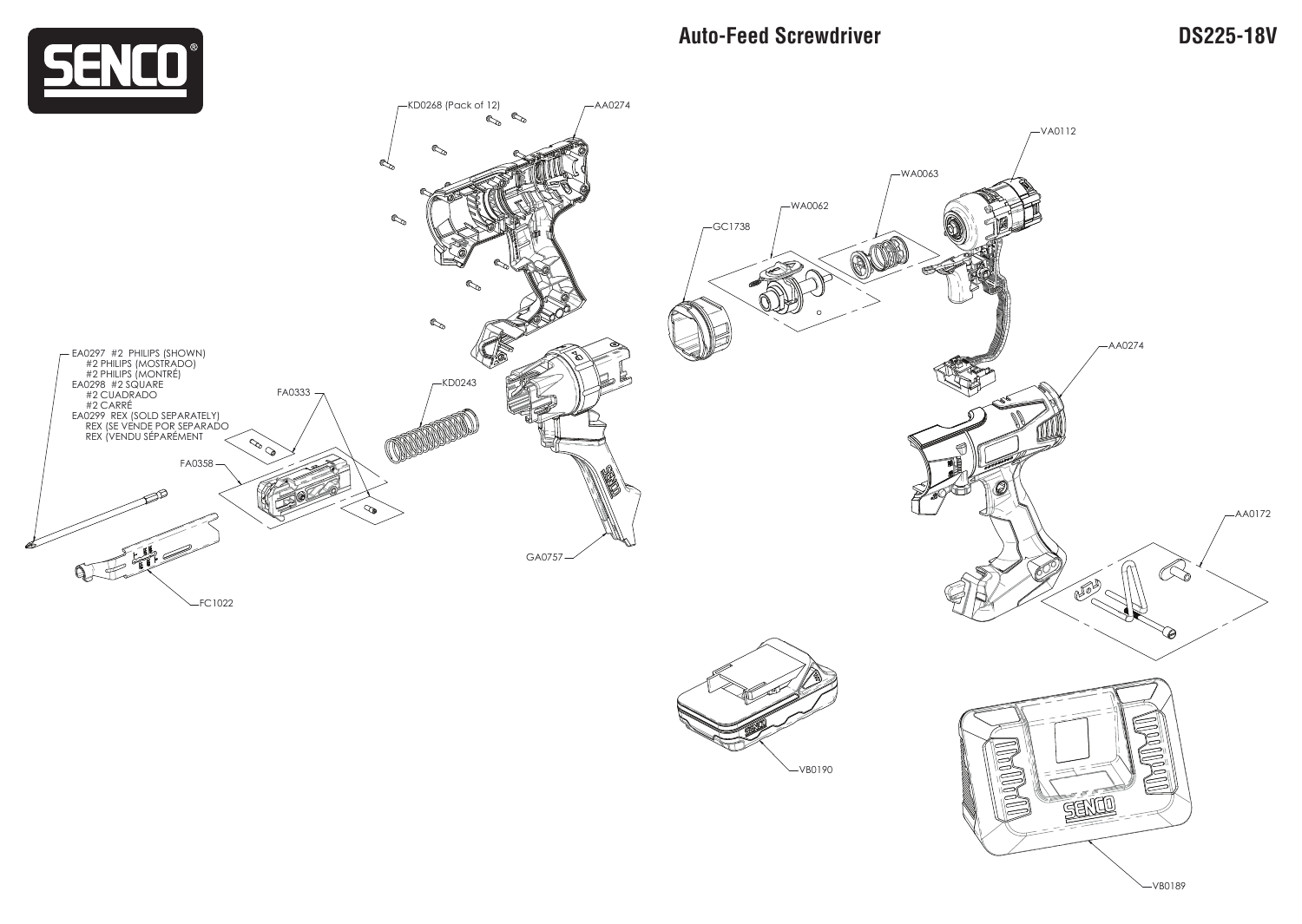# Auto-Feed Screwdriver

## DS225-18V

- KD0268 (Pack of 12)
- AA0274
- VA0112
- WA0063
- WA0062
- GC1738
- EA0297 #2 PHILIPS (SHOWN)
  - #2 PHILIPS (MOSTRADO)
  - #2 PHILIPS (MONTRÉ)
- EA0298 #2 SQUARE
  - #2 CUADRADO
  - #2 CARRÉ
- EA0299 REX (SOLD SEPARATELY)
  - REX (SE VENDE POR SEPARADO
  - REX (VENDU SÉPARÉMENT
- FA0333
- KD0243
- FA0358
- GA0757
- FC1022
- AA0274
- AA0172
- VB0190
- VB0189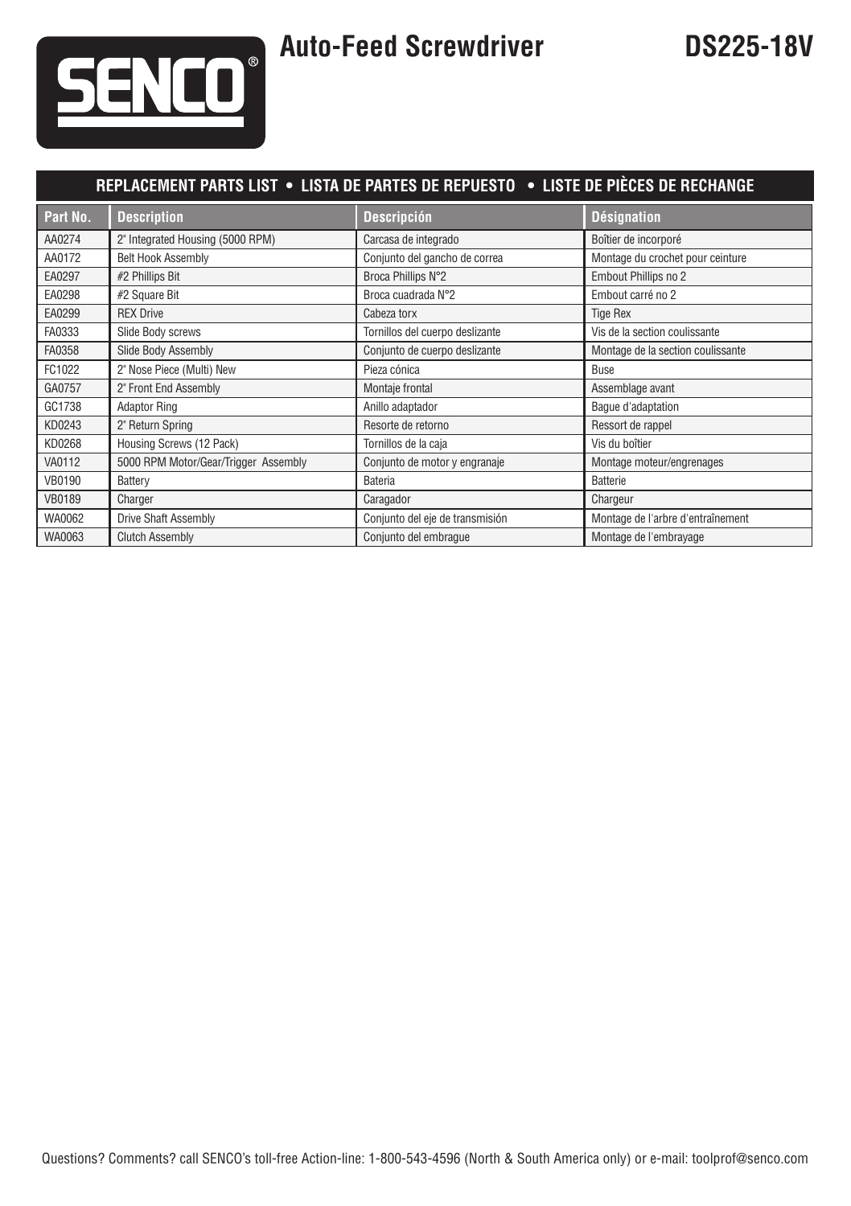# Auto-Feed Screwdriver DS225-18V

SENCO®

## REPLACEMENT PARTS LIST • LISTA DE PARTES DE REPUESTO • LISTE DE PIÈCES DE RECHANGE

| Part No. | Description | Descripción | Désignation |
|---|---|---|---|
| AA0274 | 2" Integrated Housing (5000 RPM) | Carcasa de integrado | Boîtier de incorporé |
| AA0172 | Belt Hook Assembly | Conjunto del gancho de correa | Montage du crochet pour ceinture |
| EA0297 | #2 Phillips Bit | Broca Phillips N°2 | Embout Phillips no 2 |
| EA0298 | #2 Square Bit | Broca cuadrada N°2 | Embout carré no 2 |
| EA0299 | REX Drive | Cabeza torx | Tige Rex |
| FA0333 | Slide Body screws | Tornillos del cuerpo deslizante | Vis de la section coulissante |
| FA0358 | Slide Body Assembly | Conjunto de cuerpo deslizante | Montage de la section coulissante |
| FC1022 | 2" Nose Piece (Multi) New | Pieza cónica | Buse |
| GA0757 | 2" Front End Assembly | Montaje frontal | Assemblage avant |
| GC1738 | Adaptor Ring | Anillo adaptador | Bague d'adaptation |
| KD0243 | 2" Return Spring | Resorte de retorno | Ressort de rappel |
| KD0268 | Housing Screws (12 Pack) | Tornillos de la caja | Vis du boîtier |
| VA0112 | 5000 RPM Motor/Gear/Trigger Assembly | Conjunto de motor y engranaje | Montage moteur/engrenages |
| VB0190 | Battery | Bateria | Batterie |
| VB0189 | Charger | Caragador | Chargeur |
| WA0062 | Drive Shaft Assembly | Conjunto del eje de transmisión | Montage de l'arbre d'entraînement |
| WA0063 | Clutch Assembly | Conjunto del embrague | Montage de l'embrayage |

Questions? Comments? call SENCO's toll-free Action-line: 1-800-543-4596 (North & South America only) or e-mail: toolprof@senco.com